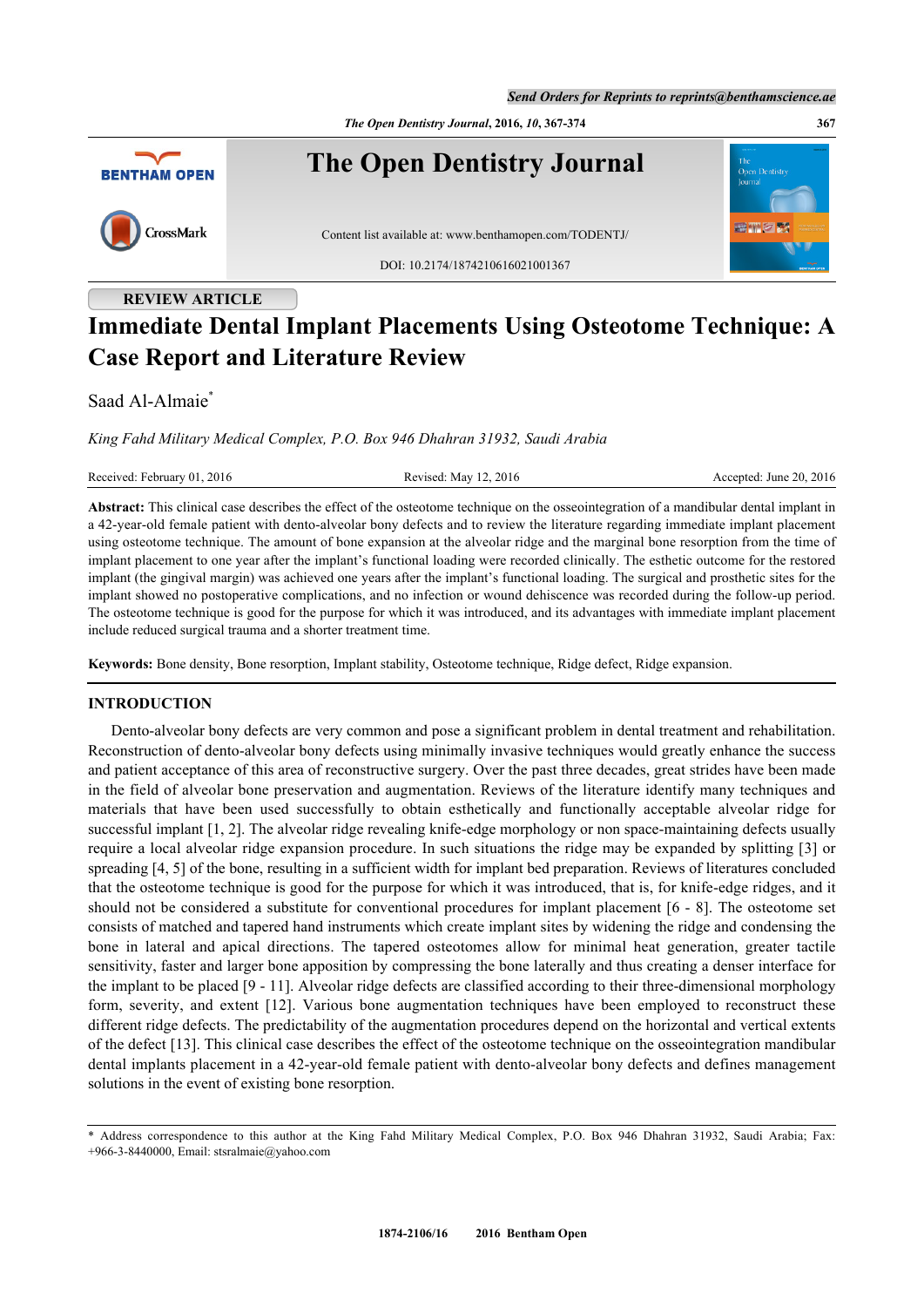REVIEW ARTICLE

# Immediate Dental Implant Placements Using Osteotome Technique: A Case Report and Literature Review

Saad Al-Almaie*

*King Fahd Military Medical Complex, P.O. Box 946 Dhahran 31932, Saudi Arabia*

Received: February 01, 2016 Revised: May 12, 2016 Accepted: June 20, 2016

**Abstract:** This clinical case describes the effect of the osteotome technique on the osseointegration of a mandibular dental implant in a 42-year-old female patient with dento-alveolar bony defects and to review the literature regarding immediate implant placement using osteotome technique. The amount of bone expansion at the alveolar ridge and the marginal bone resorption from the time of implant placement to one year after the implant's functional loading were recorded clinically. The esthetic outcome for the restored implant (the gingival margin) was achieved one years after the implant's functional loading. The surgical and prosthetic sites for the implant showed no postoperative complications, and no infection or wound dehiscence was recorded during the follow-up period. The osteotome technique is good for the purpose for which it was introduced, and its advantages with immediate implant placement include reduced surgical trauma and a shorter treatment time.

**Keywords:** Bone density, Bone resorption, Implant stability, Osteotome technique, Ridge defect, Ridge expansion.

## INTRODUCTION

Dento-alveolar bony defects are very common and pose a significant problem in dental treatment and rehabilitation. Reconstruction of dento-alveolar bony defects using minimally invasive techniques would greatly enhance the success and patient acceptance of this area of reconstructive surgery. Over the past three decades, great strides have been made in the field of alveolar bone preservation and augmentation. Reviews of the literature identify many techniques and materials that have been used successfully to obtain esthetically and functionally acceptable alveolar ridge for successful implant [1, 2]. The alveolar ridge revealing knife-edge morphology or non space-maintaining defects usually require a local alveolar ridge expansion procedure. In such situations the ridge may be expanded by splitting [3] or spreading [4, 5] of the bone, resulting in a sufficient width for implant bed preparation. Reviews of literatures concluded that the osteotome technique is good for the purpose for which it was introduced, that is, for knife-edge ridges, and it should not be considered a substitute for conventional procedures for implant placement [6 - 8]. The osteotome set consists of matched and tapered hand instruments which create implant sites by widening the ridge and condensing the bone in lateral and apical directions. The tapered osteotomes allow for minimal heat generation, greater tactile sensitivity, faster and larger bone apposition by compressing the bone laterally and thus creating a denser interface for the implant to be placed [9 - 11]. Alveolar ridge defects are classified according to their three-dimensional morphology form, severity, and extent [12]. Various bone augmentation techniques have been employed to reconstruct these different ridge defects. The predictability of the augmentation procedures depend on the horizontal and vertical extents of the defect [13]. This clinical case describes the effect of the osteotome technique on the osseointegration mandibular dental implants placement in a 42-year-old female patient with dento-alveolar bony defects and defines management solutions in the event of existing bone resorption.

* Address correspondence to this author at the King Fahd Military Medical Complex, P.O. Box 946 Dhahran 31932, Saudi Arabia; Fax: +966-3-8440000, Email: stsralmaie@yahoo.com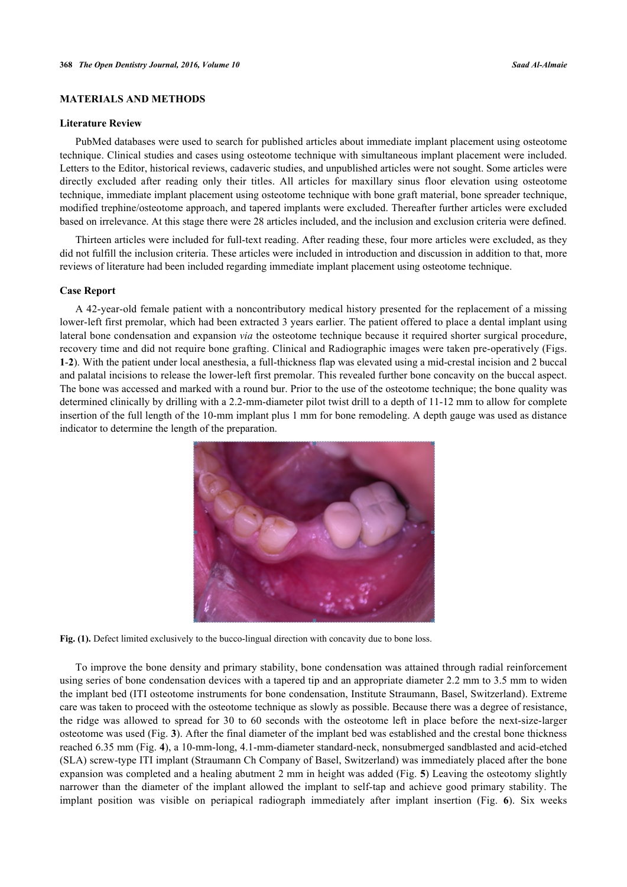## MATERIALS AND METHODS

### Literature Review

PubMed databases were used to search for published articles about immediate implant placement using osteotome technique. Clinical studies and cases using osteotome technique with simultaneous implant placement were included. Letters to the Editor, historical reviews, cadaveric studies, and unpublished articles were not sought. Some articles were directly excluded after reading only their titles. All articles for maxillary sinus floor elevation using osteotome technique, immediate implant placement using osteotome technique with bone graft material, bone spreader technique, modified trephine/osteotome approach, and tapered implants were excluded. Thereafter further articles were excluded based on irrelevance. At this stage there were 28 articles included, and the inclusion and exclusion criteria were defined.

Thirteen articles were included for full-text reading. After reading these, four more articles were excluded, as they did not fulfill the inclusion criteria. These articles were included in introduction and discussion in addition to that, more reviews of literature had been included regarding immediate implant placement using osteotome technique.

### Case Report

A 42-year-old female patient with a noncontributory medical history presented for the replacement of a missing lower-left first premolar, which had been extracted 3 years earlier. The patient offered to place a dental implant using lateral bone condensation and expansion *via* the osteotome technique because it required shorter surgical procedure, recovery time and did not require bone grafting. Clinical and Radiographic images were taken pre-operatively (Figs. **1**-**2**). With the patient under local anesthesia, a full-thickness flap was elevated using a mid-crestal incision and 2 buccal and palatal incisions to release the lower-left first premolar. This revealed further bone concavity on the buccal aspect. The bone was accessed and marked with a round bur. Prior to the use of the osteotome technique; the bone quality was determined clinically by drilling with a 2.2-mm-diameter pilot twist drill to a depth of 11-12 mm to allow for complete insertion of the full length of the 10-mm implant plus 1 mm for bone remodeling. A depth gauge was used as distance indicator to determine the length of the preparation.

**Fig. (1).** Defect limited exclusively to the bucco-lingual direction with concavity due to bone loss.

To improve the bone density and primary stability, bone condensation was attained through radial reinforcement using series of bone condensation devices with a tapered tip and an appropriate diameter 2.2 mm to 3.5 mm to widen the implant bed (ITI osteotome instruments for bone condensation, Institute Straumann, Basel, Switzerland). Extreme care was taken to proceed with the osteotome technique as slowly as possible. Because there was a degree of resistance, the ridge was allowed to spread for 30 to 60 seconds with the osteotome left in place before the next-size-larger osteotome was used (Fig. **3**). After the final diameter of the implant bed was established and the crestal bone thickness reached 6.35 mm (Fig. **4**), a 10-mm-long, 4.1-mm-diameter standard-neck, nonsubmerged sandblasted and acid-etched (SLA) screw-type ITI implant (Straumann Ch Company of Basel, Switzerland) was immediately placed after the bone expansion was completed and a healing abutment 2 mm in height was added (Fig. **5**) Leaving the osteotomy slightly narrower than the diameter of the implant allowed the implant to self-tap and achieve good primary stability. The implant position was visible on periapical radiograph immediately after implant insertion (Fig. **6**). Six weeks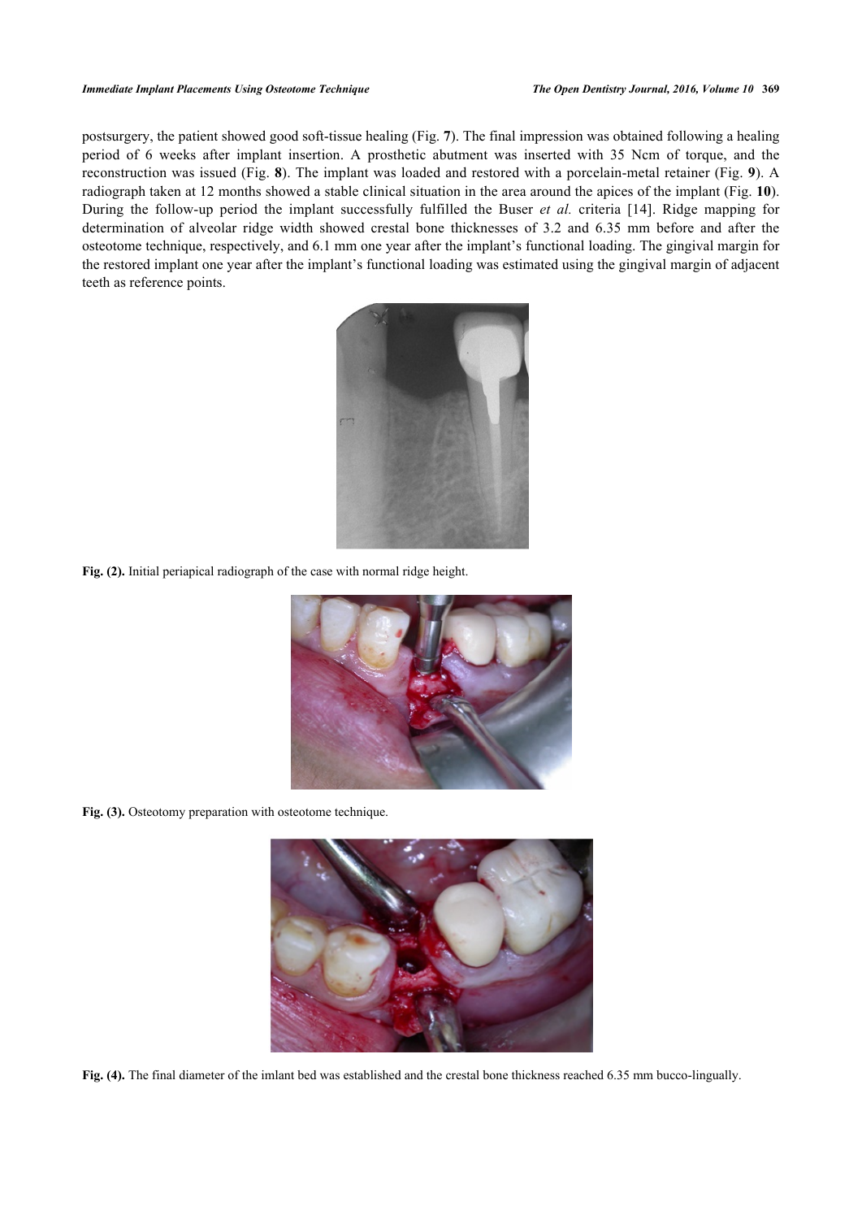postsurgery, the patient showed good soft-tissue healing (Fig. **7**). The final impression was obtained following a healing period of 6 weeks after implant insertion. A prosthetic abutment was inserted with 35 Ncm of torque, and the reconstruction was issued (Fig. **8**). The implant was loaded and restored with a porcelain-metal retainer (Fig. **9**). A radiograph taken at 12 months showed a stable clinical situation in the area around the apices of the implant (Fig. **10**). During the follow-up period the implant successfully fulfilled the Buser *et al.* criteria [14]. Ridge mapping for determination of alveolar ridge width showed crestal bone thicknesses of 3.2 and 6.35 mm before and after the osteotome technique, respectively, and 6.1 mm one year after the implant's functional loading. The gingival margin for the restored implant one year after the implant's functional loading was estimated using the gingival margin of adjacent teeth as reference points.

**Fig. (2).** Initial periapical radiograph of the case with normal ridge height.

**Fig. (3).** Osteotomy preparation with osteotome technique.

**Fig. (4).** The final diameter of the imlant bed was established and the crestal bone thickness reached 6.35 mm bucco-lingually.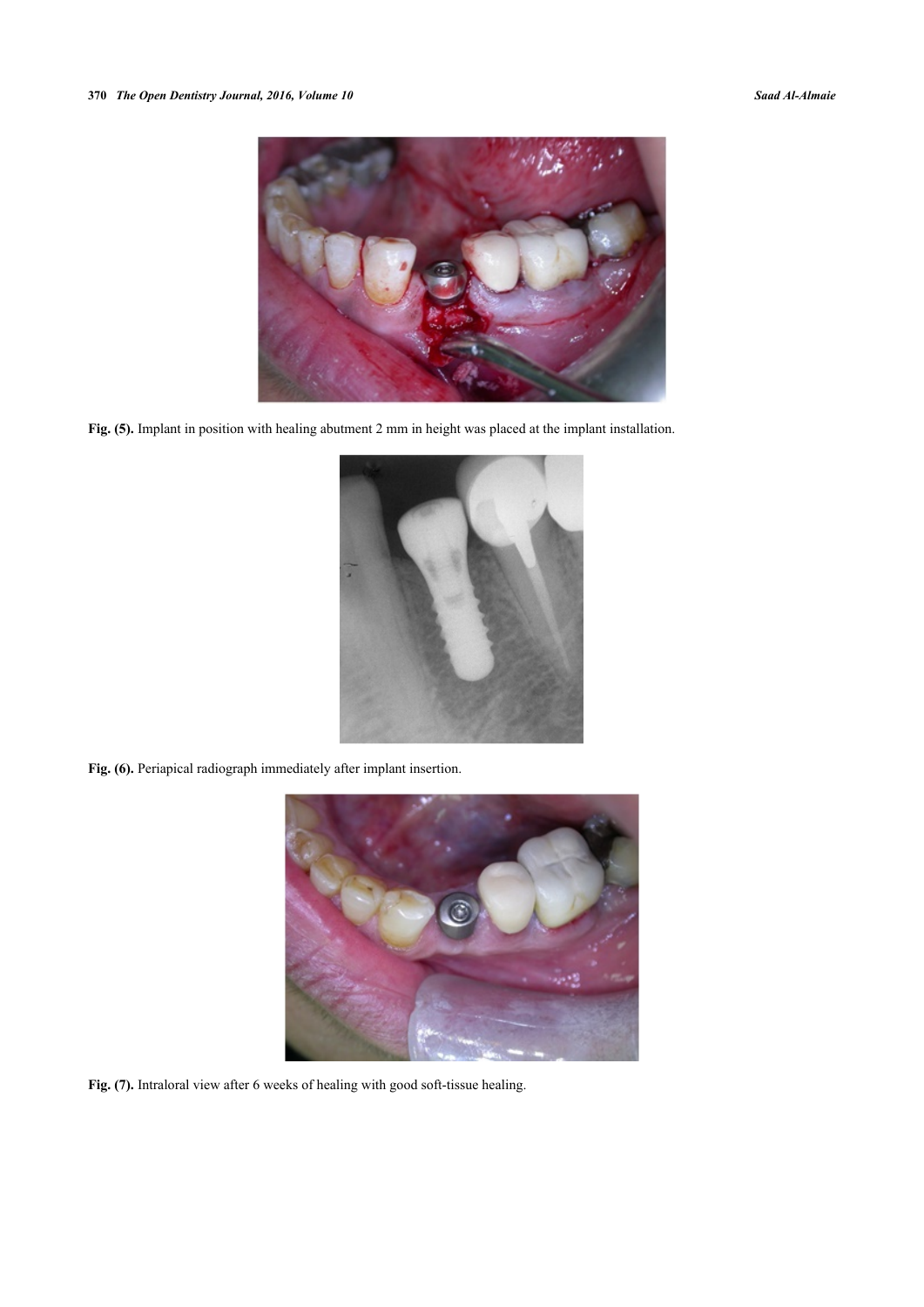**Fig. (5).** Implant in position with healing abutment 2 mm in height was placed at the implant installation.

**Fig. (6).** Periapical radiograph immediately after implant insertion.

**Fig. (7).** Intraloral view after 6 weeks of healing with good soft-tissue healing.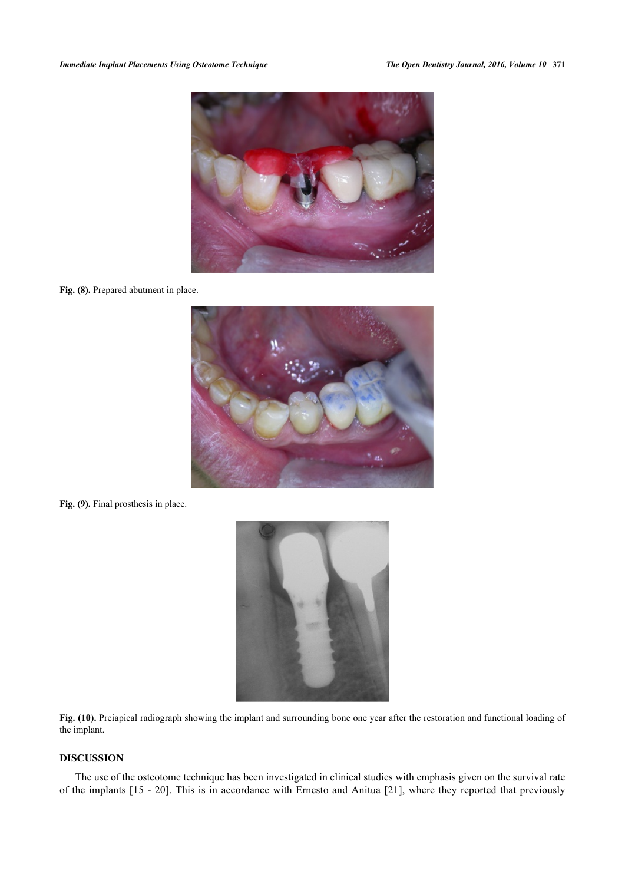Fig. (8). Prepared abutment in place.

Fig. (9). Final prosthesis in place.

Fig. (10). Preiapical radiograph showing the implant and surrounding bone one year after the restoration and functional loading of the implant.

## DISCUSSION

The use of the osteotome technique has been investigated in clinical studies with emphasis given on the survival rate of the implants [15 - 20]. This is in accordance with Ernesto and Anitua [21], where they reported that previously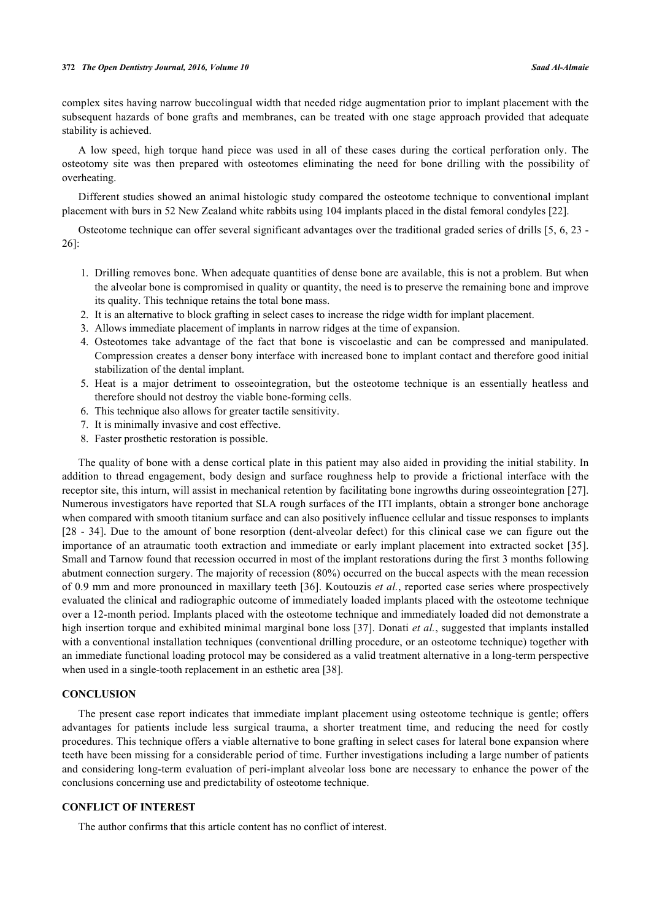complex sites having narrow buccolingual width that needed ridge augmentation prior to implant placement with the subsequent hazards of bone grafts and membranes, can be treated with one stage approach provided that adequate stability is achieved.

A low speed, high torque hand piece was used in all of these cases during the cortical perforation only. The osteotomy site was then prepared with osteotomes eliminating the need for bone drilling with the possibility of overheating.

Different studies showed an animal histologic study compared the osteotome technique to conventional implant placement with burs in 52 New Zealand white rabbits using 104 implants placed in the distal femoral condyles [22].

Osteotome technique can offer several significant advantages over the traditional graded series of drills [5, 6, 23 - 26]:

1. Drilling removes bone. When adequate quantities of dense bone are available, this is not a problem. But when the alveolar bone is compromised in quality or quantity, the need is to preserve the remaining bone and improve its quality. This technique retains the total bone mass.
2. It is an alternative to block grafting in select cases to increase the ridge width for implant placement.
3. Allows immediate placement of implants in narrow ridges at the time of expansion.
4. Osteotomes take advantage of the fact that bone is viscoelastic and can be compressed and manipulated. Compression creates a denser bony interface with increased bone to implant contact and therefore good initial stabilization of the dental implant.
5. Heat is a major detriment to osseointegration, but the osteotome technique is an essentially heatless and therefore should not destroy the viable bone-forming cells.
6. This technique also allows for greater tactile sensitivity.
7. It is minimally invasive and cost effective.
8. Faster prosthetic restoration is possible.

The quality of bone with a dense cortical plate in this patient may also aided in providing the initial stability. In addition to thread engagement, body design and surface roughness help to provide a frictional interface with the receptor site, this inturn, will assist in mechanical retention by facilitating bone ingrowths during osseointegration [27]. Numerous investigators have reported that SLA rough surfaces of the ITI implants, obtain a stronger bone anchorage when compared with smooth titanium surface and can also positively influence cellular and tissue responses to implants [28 - 34]. Due to the amount of bone resorption (dent-alveolar defect) for this clinical case we can figure out the importance of an atraumatic tooth extraction and immediate or early implant placement into extracted socket [35]. Small and Tarnow found that recession occurred in most of the implant restorations during the first 3 months following abutment connection surgery. The majority of recession (80%) occurred on the buccal aspects with the mean recession of 0.9 mm and more pronounced in maxillary teeth [36]. Koutouzis *et al.*, reported case series where prospectively evaluated the clinical and radiographic outcome of immediately loaded implants placed with the osteotome technique over a 12-month period. Implants placed with the osteotome technique and immediately loaded did not demonstrate a high insertion torque and exhibited minimal marginal bone loss [37]. Donati *et al.*, suggested that implants installed with a conventional installation techniques (conventional drilling procedure, or an osteotome technique) together with an immediate functional loading protocol may be considered as a valid treatment alternative in a long-term perspective when used in a single-tooth replacement in an esthetic area [38].

## CONCLUSION

The present case report indicates that immediate implant placement using osteotome technique is gentle; offers advantages for patients include less surgical trauma, a shorter treatment time, and reducing the need for costly procedures. This technique offers a viable alternative to bone grafting in select cases for lateral bone expansion where teeth have been missing for a considerable period of time. Further investigations including a large number of patients and considering long-term evaluation of peri-implant alveolar loss bone are necessary to enhance the power of the conclusions concerning use and predictability of osteotome technique.

## CONFLICT OF INTEREST

The author confirms that this article content has no conflict of interest.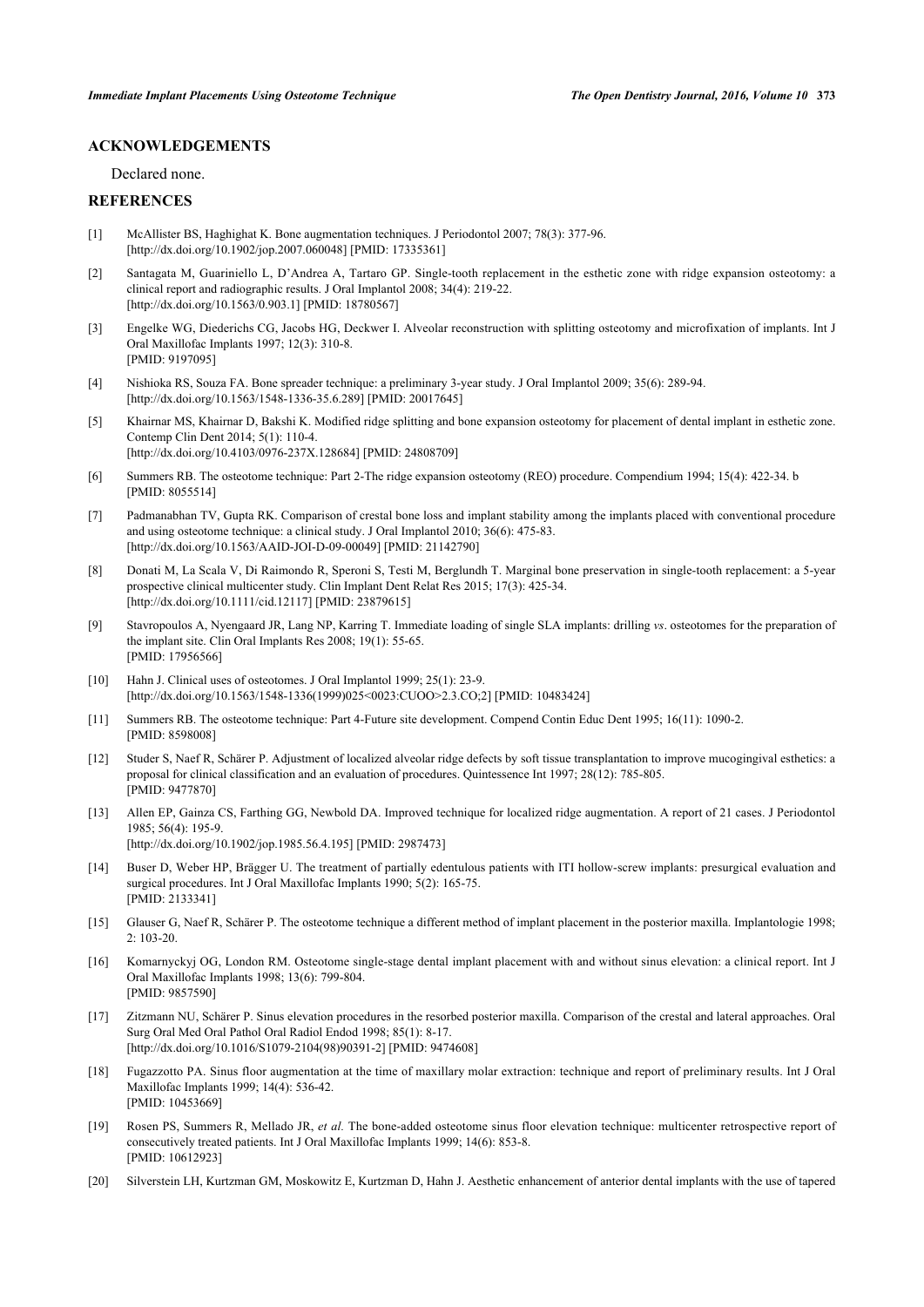## ACKNOWLEDGEMENTS

Declared none.

## REFERENCES

[1] McAllister BS, Haghighat K. Bone augmentation techniques. J Periodontol 2007; 78(3): 377-96. [http://dx.doi.org/10.1902/jop.2007.060048] [PMID: 17335361]

[2] Santagata M, Guariniello L, D'Andrea A, Tartaro GP. Single-tooth replacement in the esthetic zone with ridge expansion osteotomy: a clinical report and radiographic results. J Oral Implantol 2008; 34(4): 219-22. [http://dx.doi.org/10.1563/0.903.1] [PMID: 18780567]

[3] Engelke WG, Diederichs CG, Jacobs HG, Deckwer I. Alveolar reconstruction with splitting osteotomy and microfixation of implants. Int J Oral Maxillofac Implants 1997; 12(3): 310-8. [PMID: 9197095]

[4] Nishioka RS, Souza FA. Bone spreader technique: a preliminary 3-year study. J Oral Implantol 2009; 35(6): 289-94. [http://dx.doi.org/10.1563/1548-1336-35.6.289] [PMID: 20017645]

[5] Khairnar MS, Khairnar D, Bakshi K. Modified ridge splitting and bone expansion osteotomy for placement of dental implant in esthetic zone. Contemp Clin Dent 2014; 5(1): 110-4. [http://dx.doi.org/10.4103/0976-237X.128684] [PMID: 24808709]

[6] Summers RB. The osteotome technique: Part 2-The ridge expansion osteotomy (REO) procedure. Compendium 1994; 15(4): 422-34. b [PMID: 8055514]

[7] Padmanabhan TV, Gupta RK. Comparison of crestal bone loss and implant stability among the implants placed with conventional procedure and using osteotome technique: a clinical study. J Oral Implantol 2010; 36(6): 475-83. [http://dx.doi.org/10.1563/AAID-JOI-D-09-00049] [PMID: 21142790]

[8] Donati M, La Scala V, Di Raimondo R, Speroni S, Testi M, Berglundh T. Marginal bone preservation in single-tooth replacement: a 5-year prospective clinical multicenter study. Clin Implant Dent Relat Res 2015; 17(3): 425-34. [http://dx.doi.org/10.1111/cid.12117] [PMID: 23879615]

[9] Stavropoulos A, Nyengaard JR, Lang NP, Karring T. Immediate loading of single SLA implants: drilling *vs*. osteotomes for the preparation of the implant site. Clin Oral Implants Res 2008; 19(1): 55-65. [PMID: 17956566]

[10] Hahn J. Clinical uses of osteotomes. J Oral Implantol 1999; 25(1): 23-9. [http://dx.doi.org/10.1563/1548-1336(1999)025<0023:CUOO>2.3.CO;2] [PMID: 10483424]

[11] Summers RB. The osteotome technique: Part 4-Future site development. Compend Contin Educ Dent 1995; 16(11): 1090-2. [PMID: 8598008]

[12] Studer S, Naef R, Schärer P. Adjustment of localized alveolar ridge defects by soft tissue transplantation to improve mucogingival esthetics: a proposal for clinical classification and an evaluation of procedures. Quintessence Int 1997; 28(12): 785-805. [PMID: 9477870]

[13] Allen EP, Gainza CS, Farthing GG, Newbold DA. Improved technique for localized ridge augmentation. A report of 21 cases. J Periodontol 1985; 56(4): 195-9. [http://dx.doi.org/10.1902/jop.1985.56.4.195] [PMID: 2987473]

[14] Buser D, Weber HP, Brägger U. The treatment of partially edentulous patients with ITI hollow-screw implants: presurgical evaluation and surgical procedures. Int J Oral Maxillofac Implants 1990; 5(2): 165-75. [PMID: 2133341]

[15] Glauser G, Naef R, Schärer P. The osteotome technique a different method of implant placement in the posterior maxilla. Implantologie 1998; 2: 103-20.

[16] Komarnyckyj OG, London RM. Osteotome single-stage dental implant placement with and without sinus elevation: a clinical report. Int J Oral Maxillofac Implants 1998; 13(6): 799-804. [PMID: 9857590]

[17] Zitzmann NU, Schärer P. Sinus elevation procedures in the resorbed posterior maxilla. Comparison of the crestal and lateral approaches. Oral Surg Oral Med Oral Pathol Oral Radiol Endod 1998; 85(1): 8-17. [http://dx.doi.org/10.1016/S1079-2104(98)90391-2] [PMID: 9474608]

[18] Fugazzotto PA. Sinus floor augmentation at the time of maxillary molar extraction: technique and report of preliminary results. Int J Oral Maxillofac Implants 1999; 14(4): 536-42. [PMID: 10453669]

[19] Rosen PS, Summers R, Mellado JR, *et al.* The bone-added osteotome sinus floor elevation technique: multicenter retrospective report of consecutively treated patients. Int J Oral Maxillofac Implants 1999; 14(6): 853-8. [PMID: 10612923]

[20] Silverstein LH, Kurtzman GM, Moskowitz E, Kurtzman D, Hahn J. Aesthetic enhancement of anterior dental implants with the use of tapered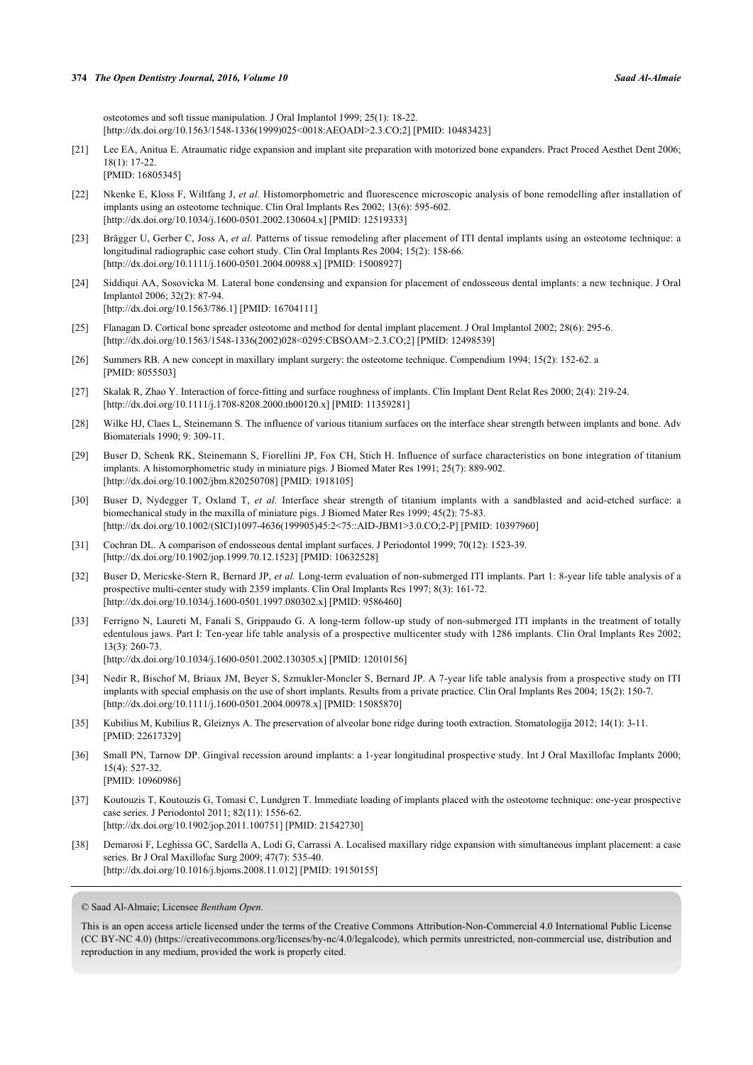osteotomes and soft tissue manipulation. J Oral Implantol 1999; 25(1): 18-22. [http://dx.doi.org/10.1563/1548-1336(1999)025<0018:AEOADI>2.3.CO;2] [PMID: 10483423]

[21] Lee EA, Anitua E. Atraumatic ridge expansion and implant site preparation with motorized bone expanders. Pract Proced Aesthet Dent 2006; 18(1): 17-22. [PMID: 16805345]

[22] Nkenke E, Kloss F, Wiltfang J, *et al.* Histomorphometric and fluorescence microscopic analysis of bone remodelling after installation of implants using an osteotome technique. Clin Oral Implants Res 2002; 13(6): 595-602. [http://dx.doi.org/10.1034/j.1600-0501.2002.130604.x] [PMID: 12519333]

[23] Brägger U, Gerber C, Joss A, *et al.* Patterns of tissue remodeling after placement of ITI dental implants using an osteotome technique: a longitudinal radiographic case cohort study. Clin Oral Implants Res 2004; 15(2): 158-66. [http://dx.doi.org/10.1111/j.1600-0501.2004.00988.x] [PMID: 15008927]

[24] Siddiqui AA, Sosovicka M. Lateral bone condensing and expansion for placement of endosseous dental implants: a new technique. J Oral Implantol 2006; 32(2): 87-94. [http://dx.doi.org/10.1563/786.1] [PMID: 16704111]

[25] Flanagan D. Cortical bone spreader osteotome and method for dental implant placement. J Oral Implantol 2002; 28(6): 295-6. [http://dx.doi.org/10.1563/1548-1336(2002)028<0295:CBSOAM>2.3.CO;2] [PMID: 12498539]

[26] Summers RB. A new concept in maxillary implant surgery: the osteotome technique. Compendium 1994; 15(2): 152-62. a [PMID: 8055503]

[27] Skalak R, Zhao Y. Interaction of force-fitting and surface roughness of implants. Clin Implant Dent Relat Res 2000; 2(4): 219-24. [http://dx.doi.org/10.1111/j.1708-8208.2000.tb00120.x] [PMID: 11359281]

[28] Wilke HJ, Claes L, Steinemann S. The influence of various titanium surfaces on the interface shear strength between implants and bone. Adv Biomaterials 1990; 9: 309-11.

[29] Buser D, Schenk RK, Steinemann S, Fiorellini JP, Fox CH, Stich H. Influence of surface characteristics on bone integration of titanium implants. A histomorphometric study in miniature pigs. J Biomed Mater Res 1991; 25(7): 889-902. [http://dx.doi.org/10.1002/jbm.820250708] [PMID: 1918105]

[30] Buser D, Nydegger T, Oxland T, *et al.* Interface shear strength of titanium implants with a sandblasted and acid-etched surface: a biomechanical study in the maxilla of miniature pigs. J Biomed Mater Res 1999; 45(2): 75-83. [http://dx.doi.org/10.1002/(SICI)1097-4636(199905)45:2<75::AID-JBM1>3.0.CO;2-P] [PMID: 10397960]

[31] Cochran DL. A comparison of endosseous dental implant surfaces. J Periodontol 1999; 70(12): 1523-39. [http://dx.doi.org/10.1902/jop.1999.70.12.1523] [PMID: 10632528]

[32] Buser D, Mericske-Stern R, Bernard JP, *et al.* Long-term evaluation of non-submerged ITI implants. Part 1: 8-year life table analysis of a prospective multi-center study with 2359 implants. Clin Oral Implants Res 1997; 8(3): 161-72. [http://dx.doi.org/10.1034/j.1600-0501.1997.080302.x] [PMID: 9586460]

[33] Ferrigno N, Laureti M, Fanali S, Grippaudo G. A long-term follow-up study of non-submerged ITI implants in the treatment of totally edentulous jaws. Part I: Ten-year life table analysis of a prospective multicenter study with 1286 implants. Clin Oral Implants Res 2002; 13(3): 260-73. [http://dx.doi.org/10.1034/j.1600-0501.2002.130305.x] [PMID: 12010156]

[34] Nedir R, Bischof M, Briaux JM, Beyer S, Szmukler-Moncler S, Bernard JP. A 7-year life table analysis from a prospective study on ITI implants with special emphasis on the use of short implants. Results from a private practice. Clin Oral Implants Res 2004; 15(2): 150-7. [http://dx.doi.org/10.1111/j.1600-0501.2004.00978.x] [PMID: 15085870]

[35] Kubilius M, Kubilius R, Gleiznys A. The preservation of alveolar bone ridge during tooth extraction. Stomatologija 2012; 14(1): 3-11. [PMID: 22617329]

[36] Small PN, Tarnow DP. Gingival recession around implants: a 1-year longitudinal prospective study. Int J Oral Maxillofac Implants 2000; 15(4): 527-32. [PMID: 10960986]

[37] Koutouzis T, Koutouzis G, Tomasi C, Lundgren T. Immediate loading of implants placed with the osteotome technique: one-year prospective case series. J Periodontol 2011; 82(11): 1556-62. [http://dx.doi.org/10.1902/jop.2011.100751] [PMID: 21542730]

[38] Demarosi F, Leghissa GC, Sardella A, Lodi G, Carrassi A. Localised maxillary ridge expansion with simultaneous implant placement: a case series. Br J Oral Maxillofac Surg 2009; 47(7): 535-40. [http://dx.doi.org/10.1016/j.bjoms.2008.11.012] [PMID: 19150155]

---

© Saad Al-Almaie; Licensee *Bentham Open.*

This is an open access article licensed under the terms of the Creative Commons Attribution-Non-Commercial 4.0 International Public License (CC BY-NC 4.0) (https://creativecommons.org/licenses/by-nc/4.0/legalcode), which permits unrestricted, non-commercial use, distribution and reproduction in any medium, provided the work is properly cited.